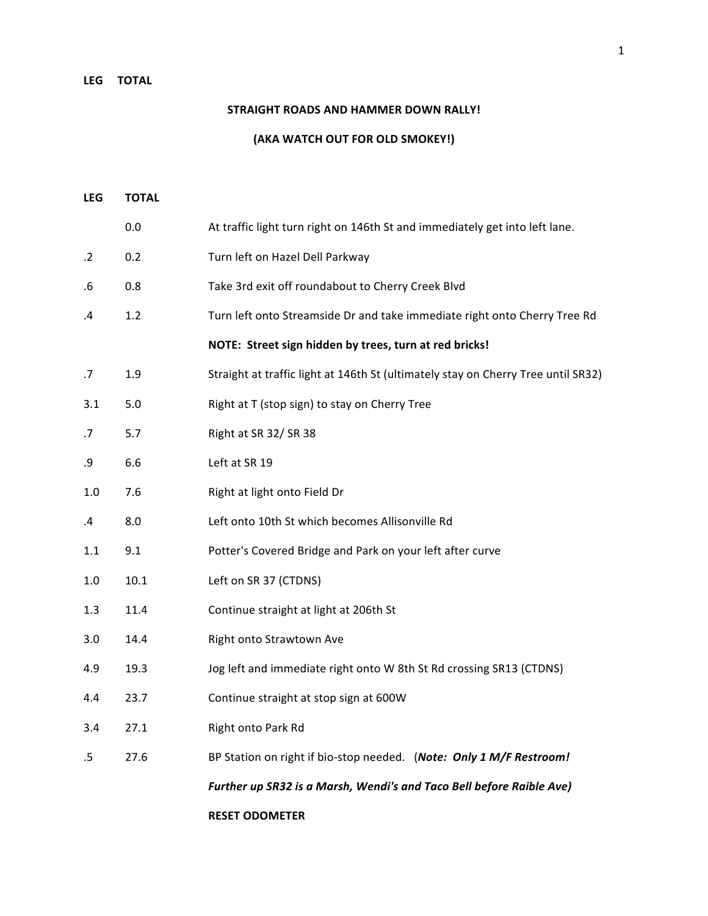LEG TOTAL

## STRAIGHT ROADS AND HAMMER DOWN RALLY!

## (AKA WATCH OUT FOR OLD SMOKEY!)

| LEG | TOTAL | |
|---|---|---|
| | 0.0 | At traffic light turn right on 146th St and immediately get into left lane. |
| .2 | 0.2 | Turn left on Hazel Dell Parkway |
| .6 | 0.8 | Take 3rd exit off roundabout to Cherry Creek Blvd |
| .4 | 1.2 | Turn left onto Streamside Dr and take immediate right onto Cherry Tree Rd |
| | | **NOTE: Street sign hidden by trees, turn at red bricks!** |
| .7 | 1.9 | Straight at traffic light at 146th St (ultimately stay on Cherry Tree until SR32) |
| 3.1 | 5.0 | Right at T (stop sign) to stay on Cherry Tree |
| .7 | 5.7 | Right at SR 32/ SR 38 |
| .9 | 6.6 | Left at SR 19 |
| 1.0 | 7.6 | Right at light onto Field Dr |
| .4 | 8.0 | Left onto 10th St which becomes Allisonville Rd |
| 1.1 | 9.1 | Potter's Covered Bridge and Park on your left after curve |
| 1.0 | 10.1 | Left on SR 37 (CTDNS) |
| 1.3 | 11.4 | Continue straight at light at 206th St |
| 3.0 | 14.4 | Right onto Strawtown Ave |
| 4.9 | 19.3 | Jog left and immediate right onto W 8th St Rd crossing SR13 (CTDNS) |
| 4.4 | 23.7 | Continue straight at stop sign at 600W |
| 3.4 | 27.1 | Right onto Park Rd |
| .5 | 27.6 | BP Station on right if bio-stop needed. (***Note: Only 1 M/F Restroom!*** |
| | | ***Further up SR32 is a Marsh, Wendi's and Taco Bell before Raible Ave)*** |
| | | **RESET ODOMETER** |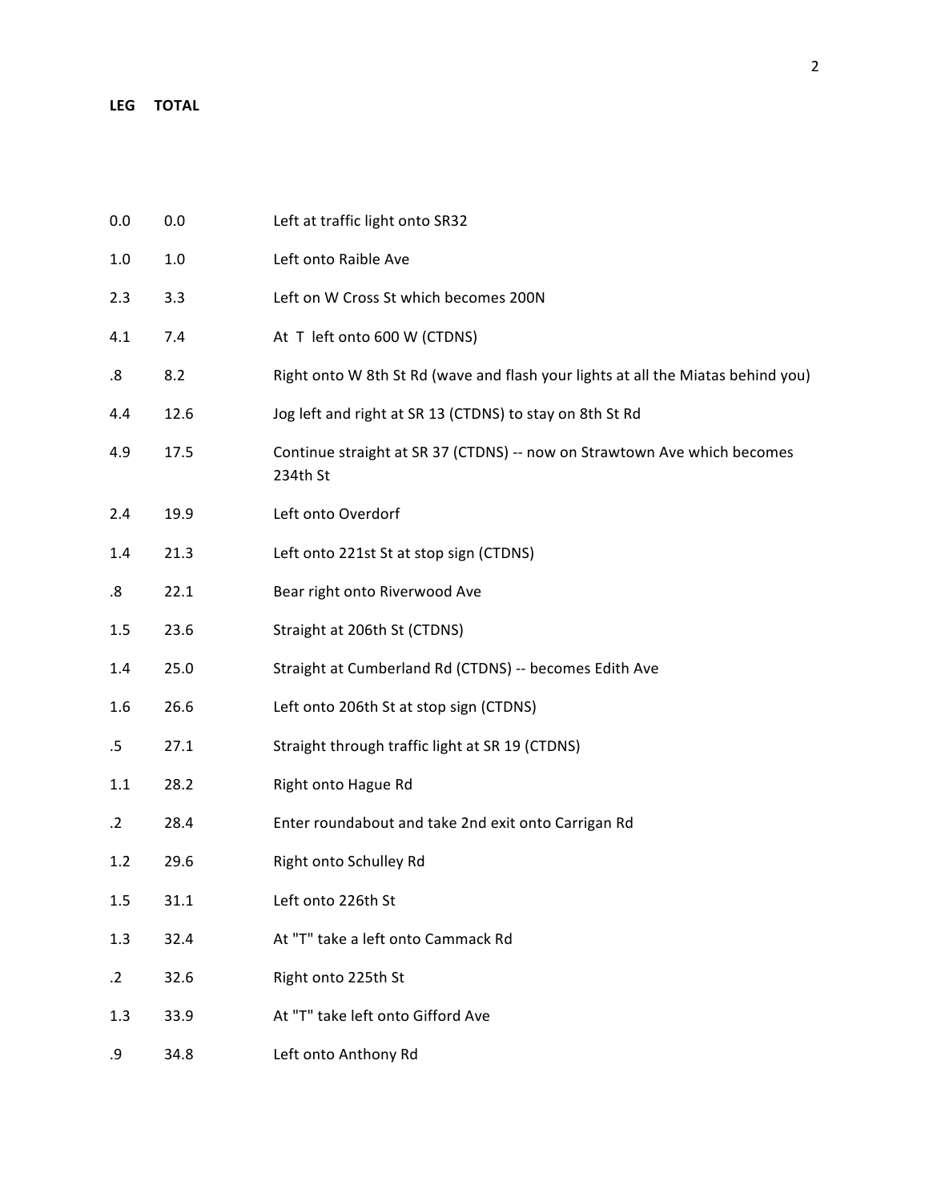| LEG | TOTAL | |
| --- | --- | --- |
| 0.0 | 0.0 | Left at traffic light onto SR32 |
| 1.0 | 1.0 | Left onto Raible Ave |
| 2.3 | 3.3 | Left on W Cross St which becomes 200N |
| 4.1 | 7.4 | At T left onto 600 W (CTDNS) |
| .8 | 8.2 | Right onto W 8th St Rd (wave and flash your lights at all the Miatas behind you) |
| 4.4 | 12.6 | Jog left and right at SR 13 (CTDNS) to stay on 8th St Rd |
| 4.9 | 17.5 | Continue straight at SR 37 (CTDNS) -- now on Strawtown Ave which becomes 234th St |
| 2.4 | 19.9 | Left onto Overdorf |
| 1.4 | 21.3 | Left onto 221st St at stop sign (CTDNS) |
| .8 | 22.1 | Bear right onto Riverwood Ave |
| 1.5 | 23.6 | Straight at 206th St (CTDNS) |
| 1.4 | 25.0 | Straight at Cumberland Rd (CTDNS) -- becomes Edith Ave |
| 1.6 | 26.6 | Left onto 206th St at stop sign (CTDNS) |
| .5 | 27.1 | Straight through traffic light at SR 19 (CTDNS) |
| 1.1 | 28.2 | Right onto Hague Rd |
| .2 | 28.4 | Enter roundabout and take 2nd exit onto Carrigan Rd |
| 1.2 | 29.6 | Right onto Schulley Rd |
| 1.5 | 31.1 | Left onto 226th St |
| 1.3 | 32.4 | At "T" take a left onto Cammack Rd |
| .2 | 32.6 | Right onto 225th St |
| 1.3 | 33.9 | At "T" take left onto Gifford Ave |
| .9 | 34.8 | Left onto Anthony Rd |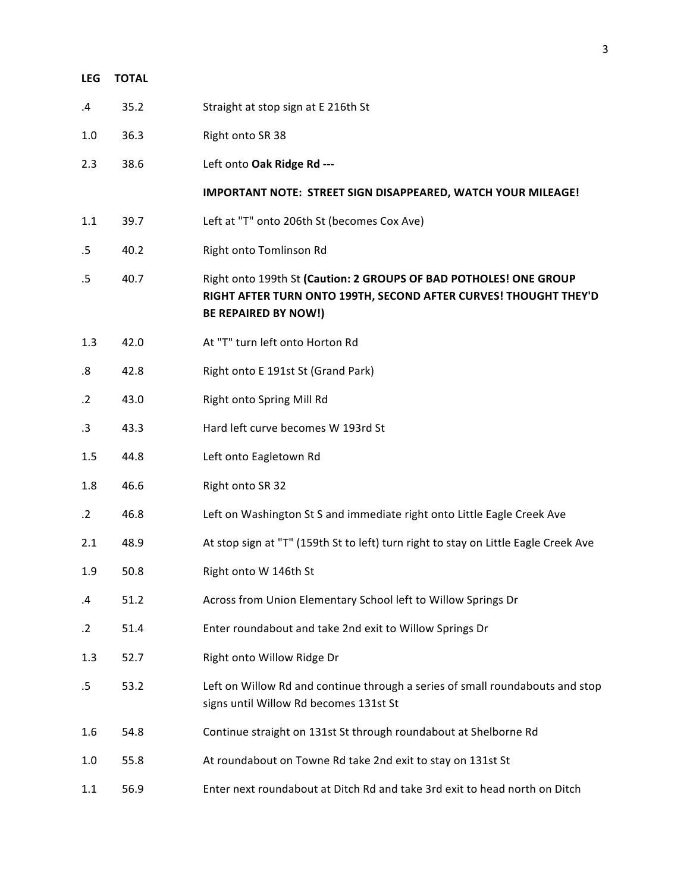| LEG | TOTAL | |
|---|---|---|
| .4 | 35.2 | Straight at stop sign at E 216th St |
| 1.0 | 36.3 | Right onto SR 38 |
| 2.3 | 38.6 | Left onto **Oak Ridge Rd ---** |
| | | **IMPORTANT NOTE: STREET SIGN DISAPPEARED, WATCH YOUR MILEAGE!** |
| 1.1 | 39.7 | Left at "T" onto 206th St (becomes Cox Ave) |
| .5 | 40.2 | Right onto Tomlinson Rd |
| .5 | 40.7 | Right onto 199th St **(Caution: 2 GROUPS OF BAD POTHOLES! ONE GROUP RIGHT AFTER TURN ONTO 199TH, SECOND AFTER CURVES! THOUGHT THEY'D BE REPAIRED BY NOW!)** |
| 1.3 | 42.0 | At "T" turn left onto Horton Rd |
| .8 | 42.8 | Right onto E 191st St (Grand Park) |
| .2 | 43.0 | Right onto Spring Mill Rd |
| .3 | 43.3 | Hard left curve becomes W 193rd St |
| 1.5 | 44.8 | Left onto Eagletown Rd |
| 1.8 | 46.6 | Right onto SR 32 |
| .2 | 46.8 | Left on Washington St S and immediate right onto Little Eagle Creek Ave |
| 2.1 | 48.9 | At stop sign at "T" (159th St to left) turn right to stay on Little Eagle Creek Ave |
| 1.9 | 50.8 | Right onto W 146th St |
| .4 | 51.2 | Across from Union Elementary School left to Willow Springs Dr |
| .2 | 51.4 | Enter roundabout and take 2nd exit to Willow Springs Dr |
| 1.3 | 52.7 | Right onto Willow Ridge Dr |
| .5 | 53.2 | Left on Willow Rd and continue through a series of small roundabouts and stop signs until Willow Rd becomes 131st St |
| 1.6 | 54.8 | Continue straight on 131st St through roundabout at Shelborne Rd |
| 1.0 | 55.8 | At roundabout on Towne Rd take 2nd exit to stay on 131st St |
| 1.1 | 56.9 | Enter next roundabout at Ditch Rd and take 3rd exit to head north on Ditch |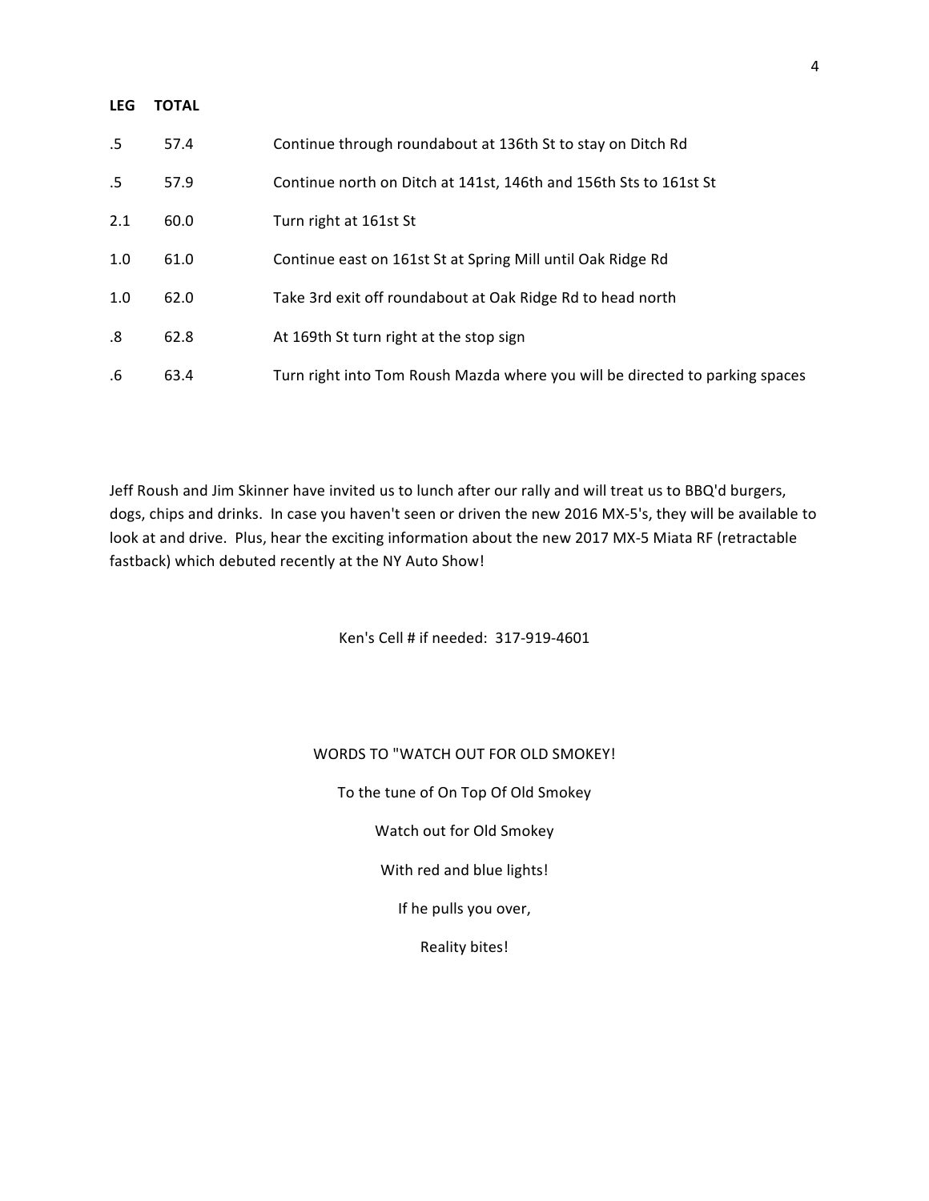| LEG | TOTAL | |
|---|---|---|
| .5 | 57.4 | Continue through roundabout at 136th St to stay on Ditch Rd |
| .5 | 57.9 | Continue north on Ditch at 141st, 146th and 156th Sts to 161st St |
| 2.1 | 60.0 | Turn right at 161st St |
| 1.0 | 61.0 | Continue east on 161st St at Spring Mill until Oak Ridge Rd |
| 1.0 | 62.0 | Take 3rd exit off roundabout at Oak Ridge Rd to head north |
| .8 | 62.8 | At 169th St turn right at the stop sign |
| .6 | 63.4 | Turn right into Tom Roush Mazda where you will be directed to parking spaces |

Jeff Roush and Jim Skinner have invited us to lunch after our rally and will treat us to BBQ'd burgers, dogs, chips and drinks. In case you haven't seen or driven the new 2016 MX-5's, they will be available to look at and drive. Plus, hear the exciting information about the new 2017 MX-5 Miata RF (retractable fastback) which debuted recently at the NY Auto Show!

Ken's Cell # if needed: 317-919-4601

WORDS TO "WATCH OUT FOR OLD SMOKEY!

To the tune of On Top Of Old Smokey

Watch out for Old Smokey

With red and blue lights!

If he pulls you over,

Reality bites!